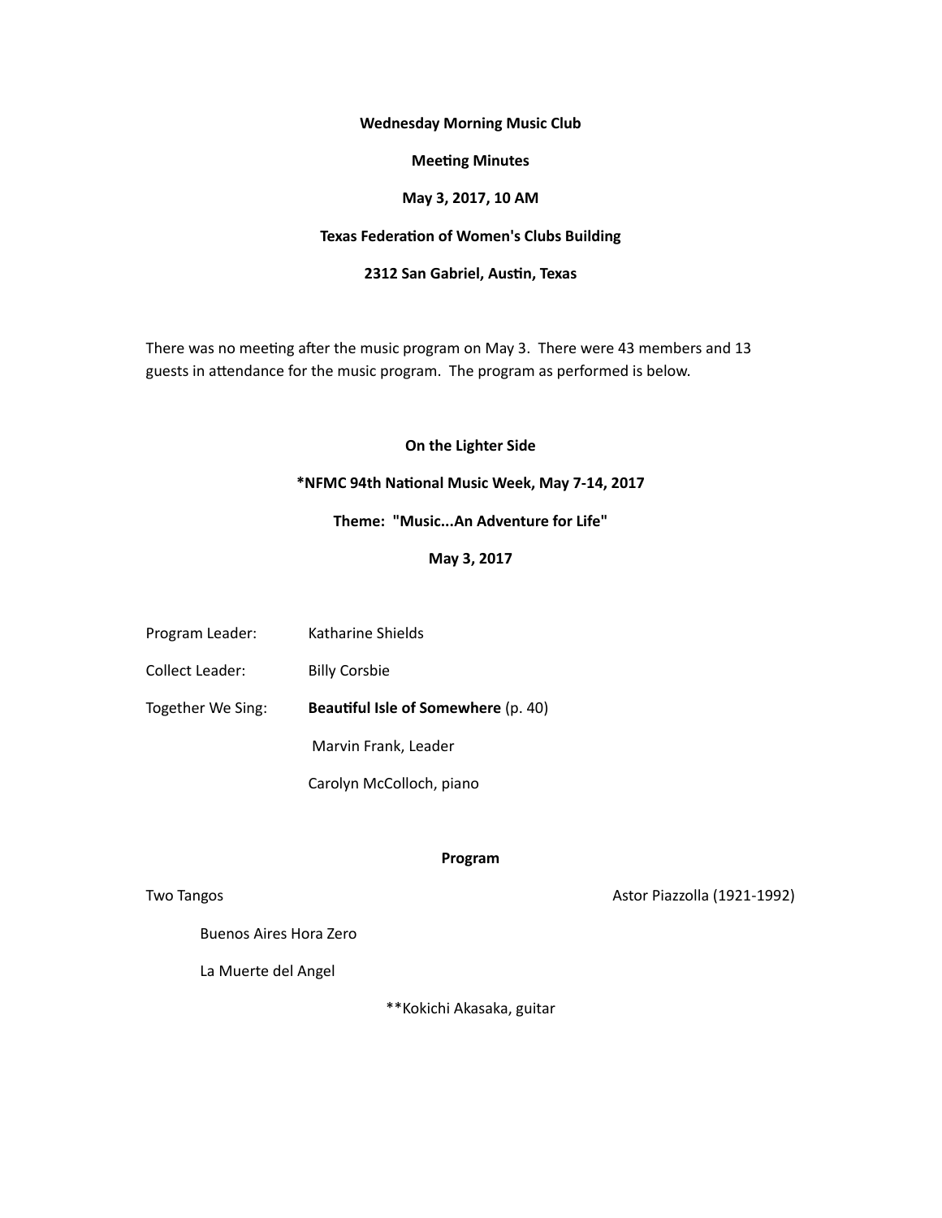**Wednesday Morning Music Club**

**Meeting Minutes**

**May 3, 2017, 10 AM**

**Texas Federation of Women's Clubs Building**

**2312 San Gabriel, Austin, Texas**

There was no meeting after the music program on May 3. There were 43 members and 13 guests in attendance for the music program. The program as performed is below.

**On the Lighter Side**

***NFMC 94th National Music Week, May 7-14, 2017**

**Theme: "Music...An Adventure for Life"**

**May 3, 2017**

Program Leader: Katharine Shields

Collect Leader: Billy Corsbie

Together We Sing: **Beautiful Isle of Somewhere** (p. 40)

Marvin Frank, Leader

Carolyn McColloch, piano

**Program**

Two Tangos — Astor Piazzolla (1921-1992)

Buenos Aires Hora Zero

La Muerte del Angel

**Kokichi Akasaka, guitar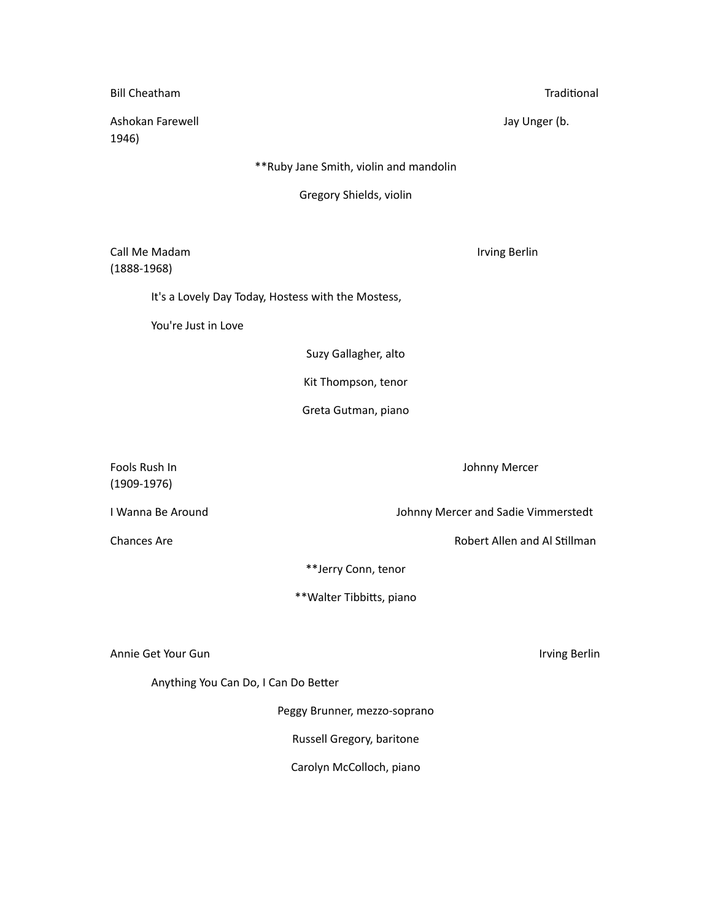Bill Cheatham Traditional

Ashokan Farewell Jay Unger (b. 1946)

**Ruby Jane Smith, violin and mandolin

Gregory Shields, violin

Call Me Madam Irving Berlin (1888-1968)

It's a Lovely Day Today, Hostess with the Mostess,

You're Just in Love

Suzy Gallagher, alto

Kit Thompson, tenor

Greta Gutman, piano

Fools Rush In Johnny Mercer (1909-1976)

I Wanna Be Around Johnny Mercer and Sadie Vimmerstedt

Chances Are Robert Allen and Al Stillman

**Jerry Conn, tenor

**Walter Tibbitts, piano

Annie Get Your Gun Irving Berlin

Anything You Can Do, I Can Do Better

Peggy Brunner, mezzo-soprano

Russell Gregory, baritone

Carolyn McColloch, piano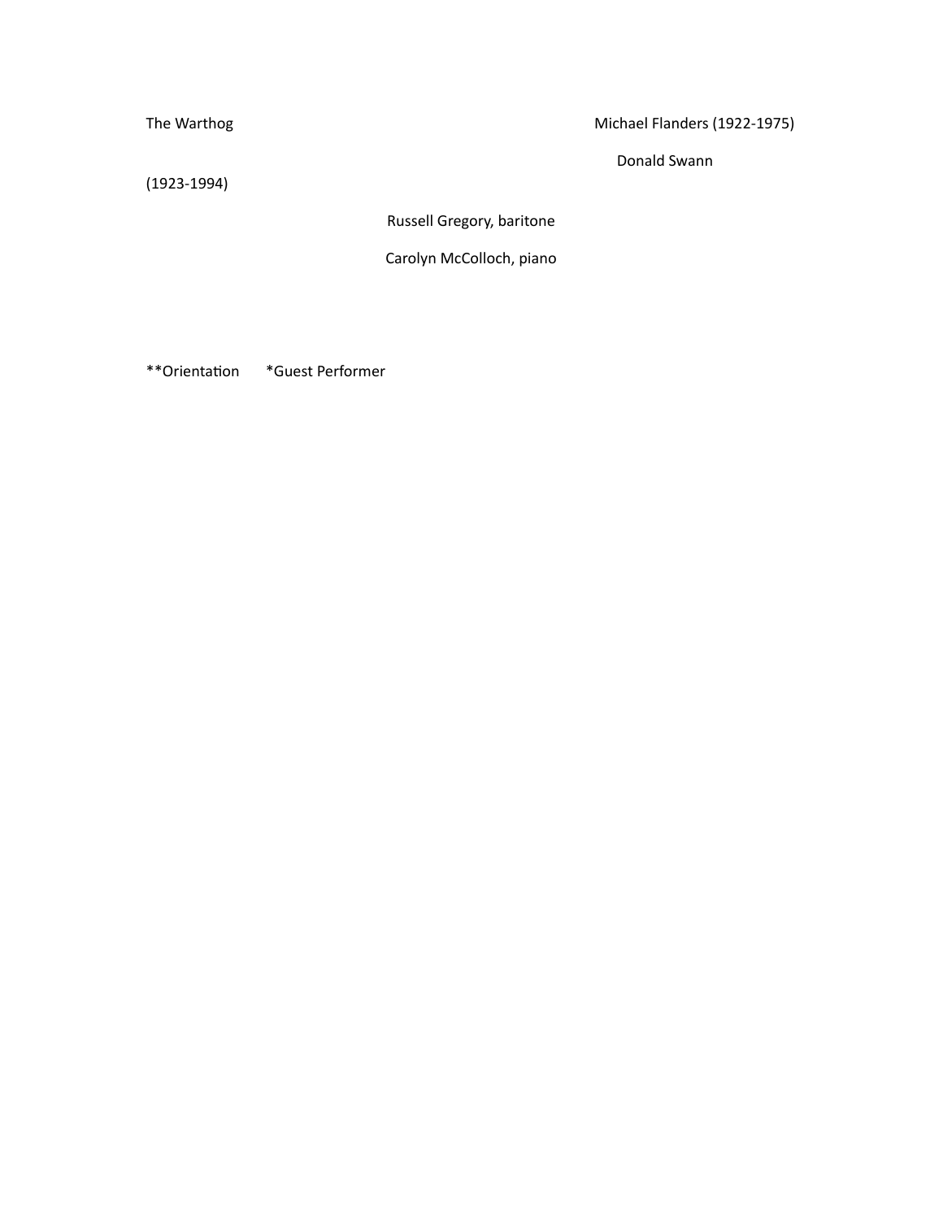The Warthog Michael Flanders (1922-1975)

Donald Swann

(1923-1994)

Russell Gregory, baritone

Carolyn McColloch, piano

**Orientation *Guest Performer